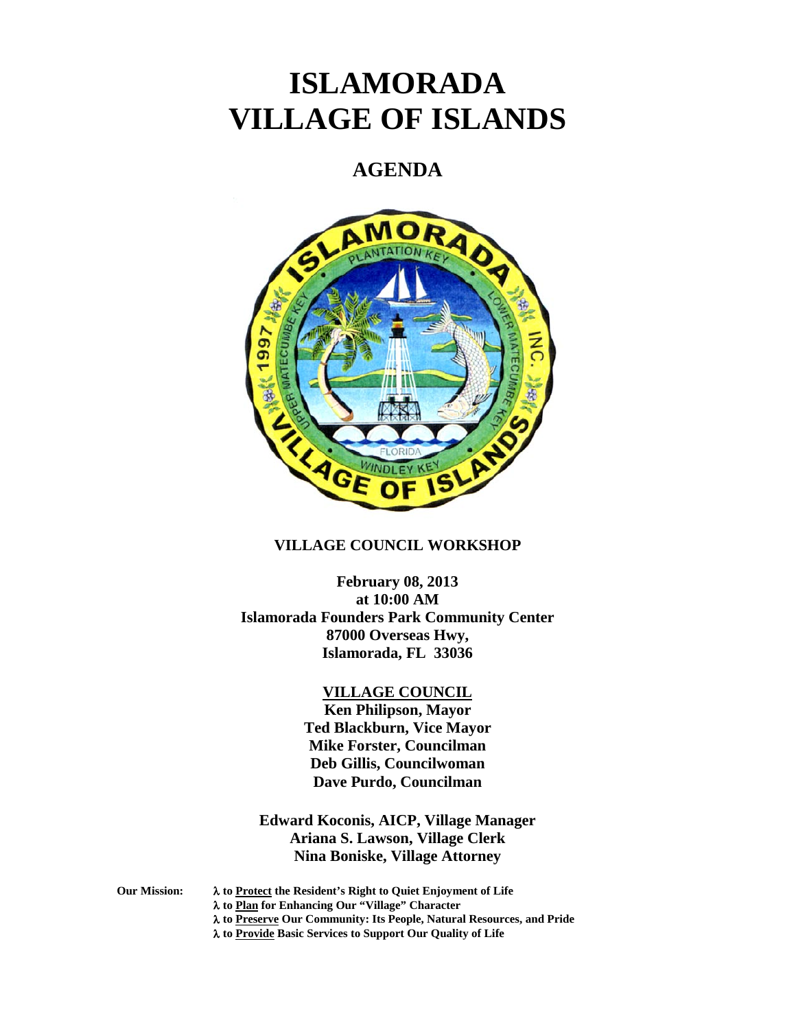# ISLAMORADA VILLAGE OF ISLANDS

## AGENDA

**VILLAGE COUNCIL WORKSHOP**

**February 08, 2013**
**at 10:00 AM**
**Islamorada Founders Park Community Center**
**87000 Overseas Hwy,**
**Islamorada, FL 33036**

**VILLAGE COUNCIL**

**Ken Philipson, Mayor**
**Ted Blackburn, Vice Mayor**
**Mike Forster, Councilman**
**Deb Gillis, Councilwoman**
**Dave Purdo, Councilman**

**Edward Koconis, AICP, Village Manager**
**Ariana S. Lawson, Village Clerk**
**Nina Boniske, Village Attorney**

**Our Mission:**

- **to Protect the Resident's Right to Quiet Enjoyment of Life**
- **to Plan for Enhancing Our "Village" Character**
- **to Preserve Our Community: Its People, Natural Resources, and Pride**
- **to Provide Basic Services to Support Our Quality of Life**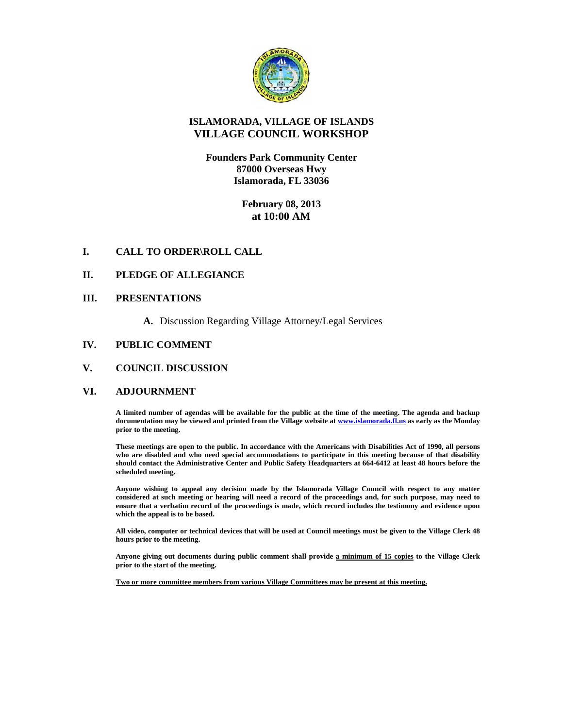# ISLAMORADA, VILLAGE OF ISLANDS
## VILLAGE COUNCIL WORKSHOP

**Founders Park Community Center**
**87000 Overseas Hwy**
**Islamorada, FL 33036**

**February 08, 2013**
**at 10:00 AM**

**I. CALL TO ORDER\ROLL CALL**

**II. PLEDGE OF ALLEGIANCE**

**III. PRESENTATIONS**

**A.** Discussion Regarding Village Attorney/Legal Services

**IV. PUBLIC COMMENT**

**V. COUNCIL DISCUSSION**

**VI. ADJOURNMENT**

**A limited number of agendas will be available for the public at the time of the meeting. The agenda and backup documentation may be viewed and printed from the Village website at www.islamorada.fl.us as early as the Monday prior to the meeting.**

**These meetings are open to the public. In accordance with the Americans with Disabilities Act of 1990, all persons who are disabled and who need special accommodations to participate in this meeting because of that disability should contact the Administrative Center and Public Safety Headquarters at 664-6412 at least 48 hours before the scheduled meeting.**

**Anyone wishing to appeal any decision made by the Islamorada Village Council with respect to any matter considered at such meeting or hearing will need a record of the proceedings and, for such purpose, may need to ensure that a verbatim record of the proceedings is made, which record includes the testimony and evidence upon which the appeal is to be based.**

**All video, computer or technical devices that will be used at Council meetings must be given to the Village Clerk 48 hours prior to the meeting.**

**Anyone giving out documents during public comment shall provide a minimum of 15 copies to the Village Clerk prior to the start of the meeting.**

**Two or more committee members from various Village Committees may be present at this meeting.**